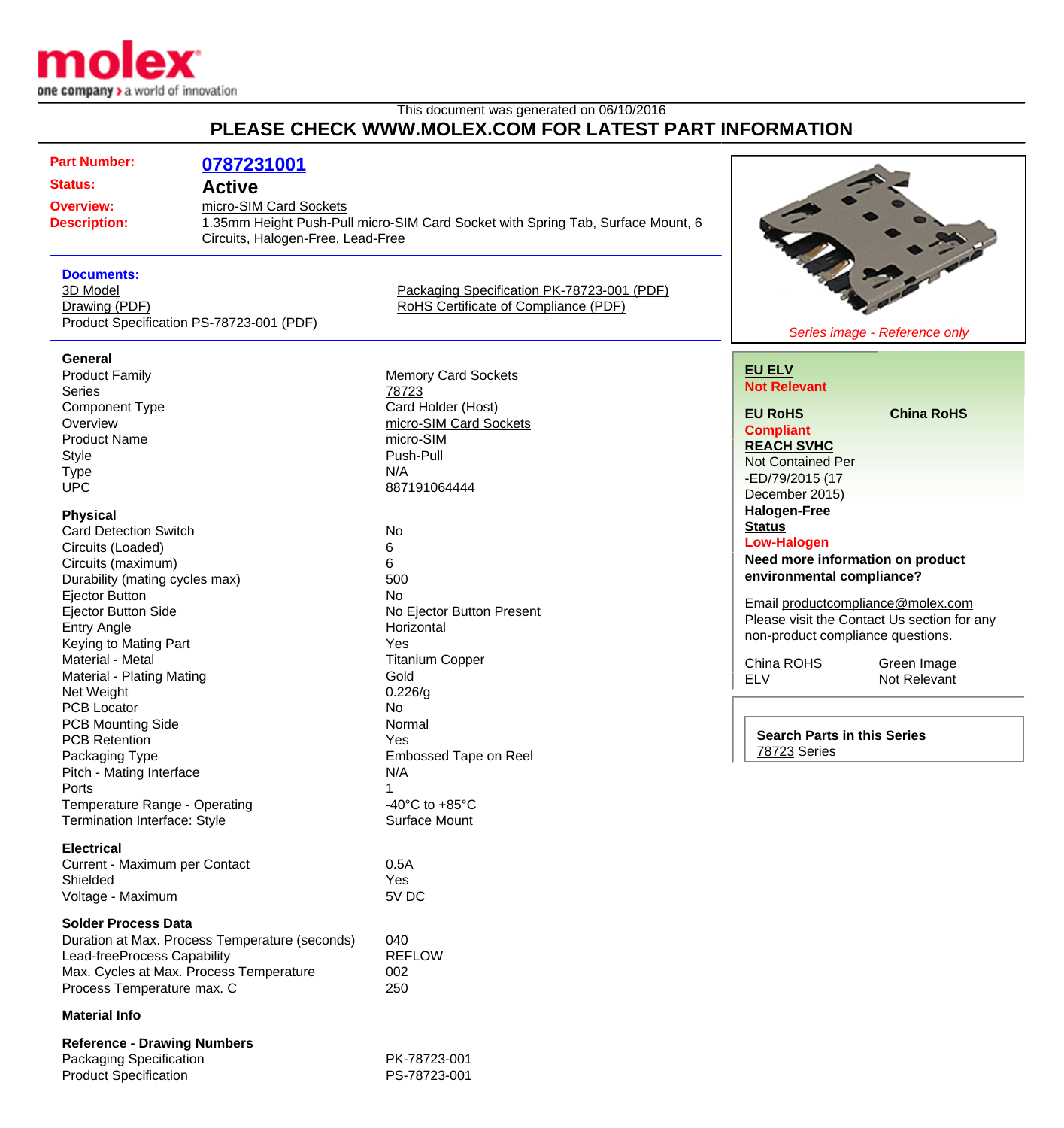This document was generated on 06/10/2016

# PLEASE CHECK WWW.MOLEX.COM FOR LATEST PART INFORMATION

| | |
|---|---|
| **Part Number:** | **0787231001** |
| **Status:** | **Active** |
| **Overview:** | micro-SIM Card Sockets |
| **Description:** | 1.35mm Height Push-Pull micro-SIM Card Socket with Spring Tab, Surface Mount, 6 Circuits, Halogen-Free, Lead-Free |

**Documents:**

- 3D Model
- Drawing (PDF)
- Product Specification PS-78723-001 (PDF)
- Packaging Specification PK-78723-001 (PDF)
- RoHS Certificate of Compliance (PDF)

*Series image - Reference only*

### General

| | |
|---|---|
| Product Family | Memory Card Sockets |
| Series | 78723 |
| Component Type | Card Holder (Host) |
| Overview | micro-SIM Card Sockets |
| Product Name | micro-SIM |
| Style | Push-Pull |
| Type | N/A |
| UPC | 887191064444 |

### Physical

| | |
|---|---|
| Card Detection Switch | No |
| Circuits (Loaded) | 6 |
| Circuits (maximum) | 6 |
| Durability (mating cycles max) | 500 |
| Ejector Button | No |
| Ejector Button Side | No Ejector Button Present |
| Entry Angle | Horizontal |
| Keying to Mating Part | Yes |
| Material - Metal | Titanium Copper |
| Material - Plating Mating | Gold |
| Net Weight | 0.226/g |
| PCB Locator | No |
| PCB Mounting Side | Normal |
| PCB Retention | Yes |
| Packaging Type | Embossed Tape on Reel |
| Pitch - Mating Interface | N/A |
| Ports | 1 |
| Temperature Range - Operating | -40°C to +85°C |
| Termination Interface: Style | Surface Mount |

### Electrical

| | |
|---|---|
| Current - Maximum per Contact | 0.5A |
| Shielded | Yes |
| Voltage - Maximum | 5V DC |

### Solder Process Data

| | |
|---|---|
| Duration at Max. Process Temperature (seconds) | 040 |
| Lead-freeProcess Capability | REFLOW |
| Max. Cycles at Max. Process Temperature | 002 |
| Process Temperature max. C | 250 |

### Material Info

### Reference - Drawing Numbers

| | |
|---|---|
| Packaging Specification | PK-78723-001 |
| Product Specification | PS-78723-001 |

**EU ELV**
**Not Relevant**

**EU RoHS**
**Compliant**

**China RoHS**

**REACH SVHC**
Not Contained Per -ED/79/2015 (17 December 2015)

**Halogen-Free Status**
**Low-Halogen**

**Need more information on product environmental compliance?**

Email productcompliance@molex.com
Please visit the Contact Us section for any non-product compliance questions.

| | |
|---|---|
| China ROHS | Green Image |
| ELV | Not Relevant |

**Search Parts in this Series**
78723 Series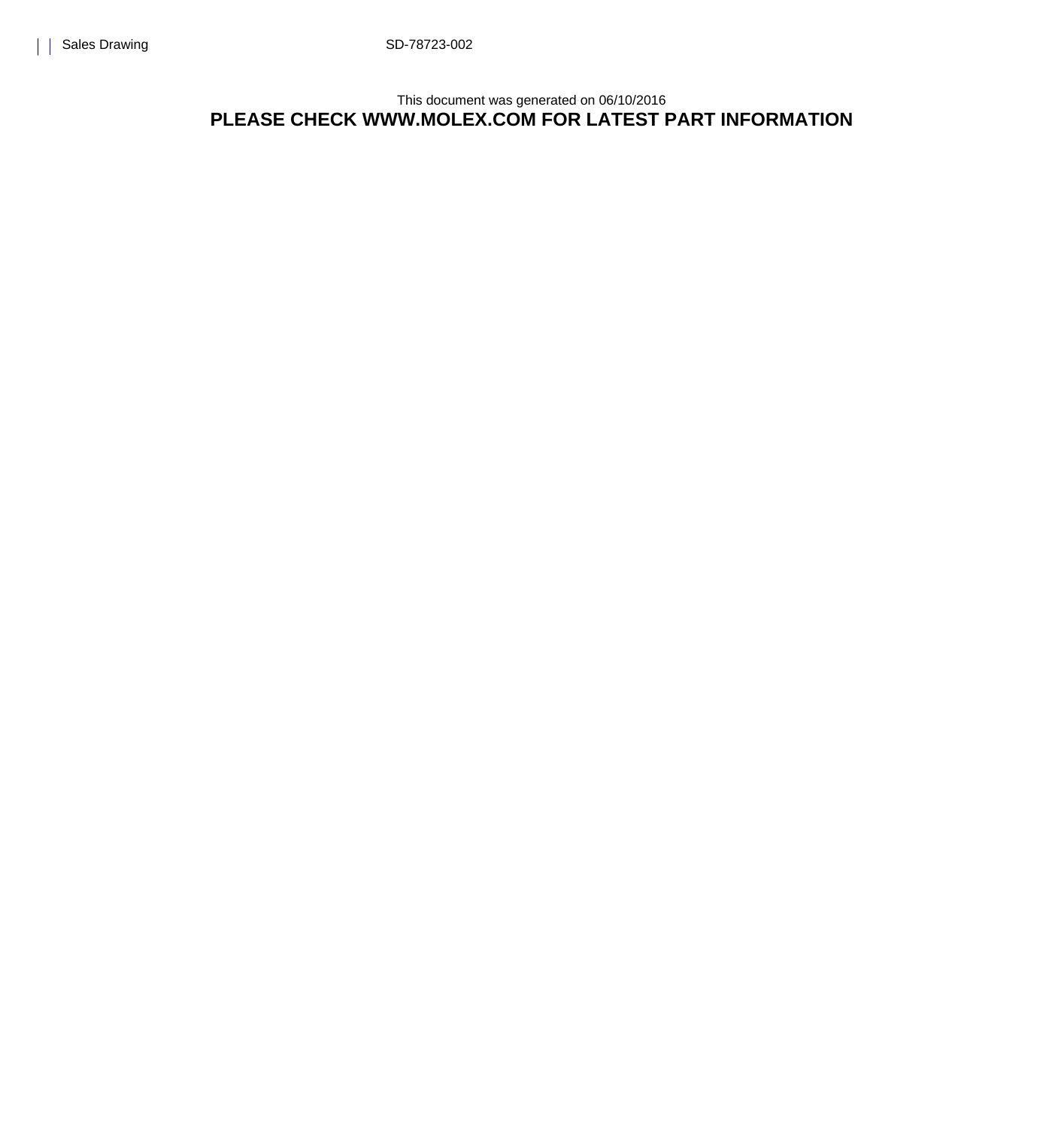Sales Drawing SD-78723-002

This document was generated on 06/10/2016

**PLEASE CHECK WWW.MOLEX.COM FOR LATEST PART INFORMATION**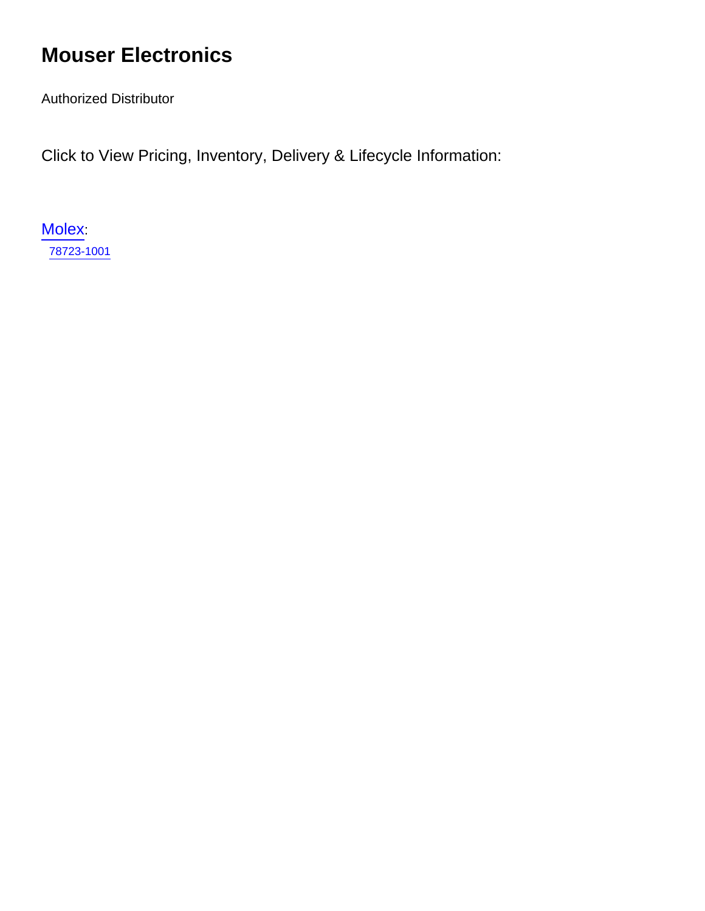# Mouser Electronics

Authorized Distributor

Click to View Pricing, Inventory, Delivery & Lifecycle Information:

Molex:

78723-1001